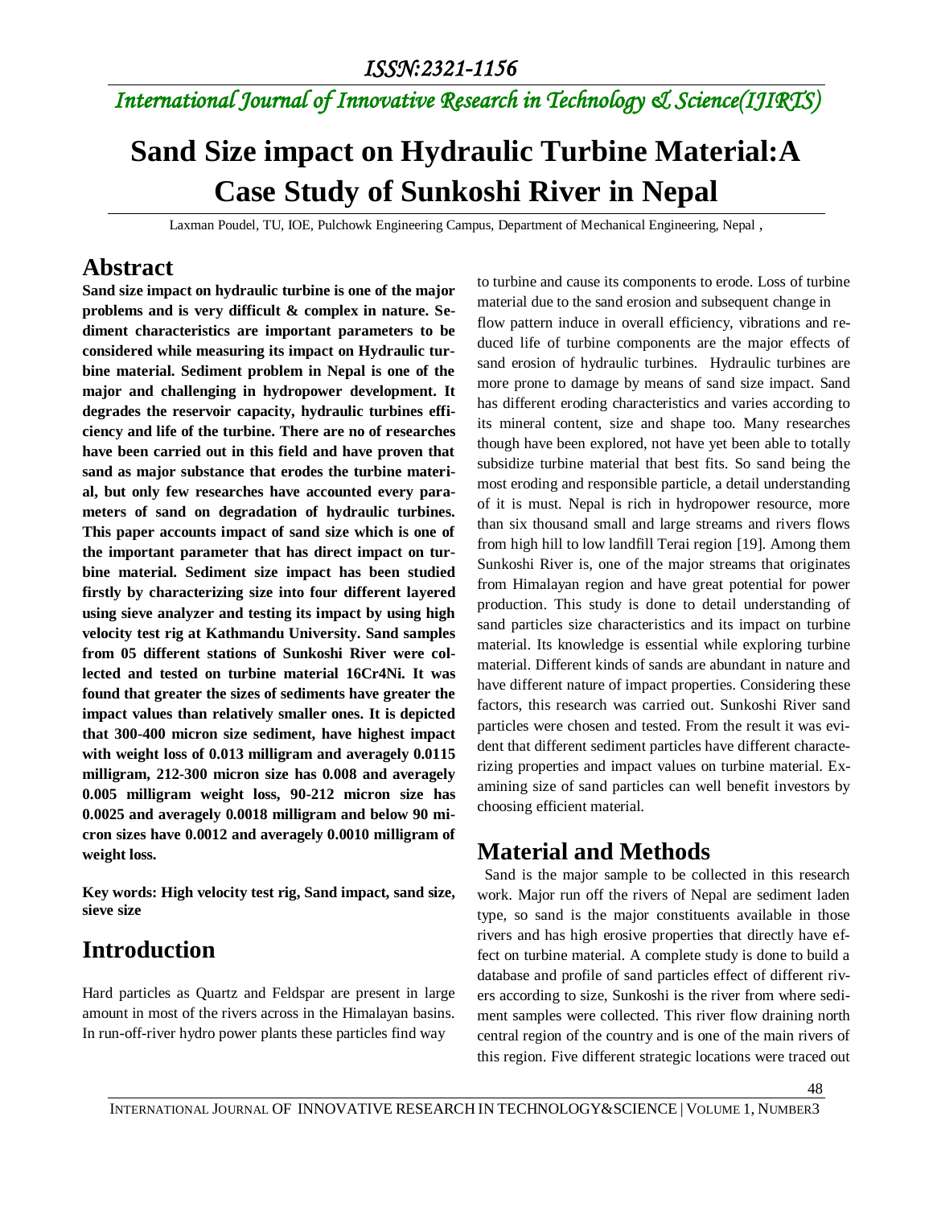# Sand Size impact on Hydraulic Turbine Material:A Case Study of Sunkoshi River in Nepal

Laxman Poudel, TU, IOE, Pulchowk Engineering Campus, Department of Mechanical Engineering, Nepal ,

## Abstract

**Sand size impact on hydraulic turbine is one of the major problems and is very difficult & complex in nature. Sediment characteristics are important parameters to be considered while measuring its impact on Hydraulic turbine material. Sediment problem in Nepal is one of the major and challenging in hydropower development. It degrades the reservoir capacity, hydraulic turbines efficiency and life of the turbine. There are no of researches have been carried out in this field and have proven that sand as major substance that erodes the turbine material, but only few researches have accounted every parameters of sand on degradation of hydraulic turbines. This paper accounts impact of sand size which is one of the important parameter that has direct impact on turbine material. Sediment size impact has been studied firstly by characterizing size into four different layered using sieve analyzer and testing its impact by using high velocity test rig at Kathmandu University. Sand samples from 05 different stations of Sunkoshi River were collected and tested on turbine material 16Cr4Ni. It was found that greater the sizes of sediments have greater the impact values than relatively smaller ones. It is depicted that 300-400 micron size sediment, have highest impact with weight loss of 0.013 milligram and averagely 0.0115 milligram, 212-300 micron size has 0.008 and averagely 0.005 milligram weight loss, 90-212 micron size has 0.0025 and averagely 0.0018 milligram and below 90 micron sizes have 0.0012 and averagely 0.0010 milligram of weight loss.**

**Key words: High velocity test rig, Sand impact, sand size, sieve size**

## Introduction

Hard particles as Quartz and Feldspar are present in large amount in most of the rivers across in the Himalayan basins. In run-off-river hydro power plants these particles find way to turbine and cause its components to erode. Loss of turbine material due to the sand erosion and subsequent change in flow pattern induce in overall efficiency, vibrations and reduced life of turbine components are the major effects of sand erosion of hydraulic turbines. Hydraulic turbines are more prone to damage by means of sand size impact. Sand has different eroding characteristics and varies according to its mineral content, size and shape too. Many researches though have been explored, not have yet been able to totally subsidize turbine material that best fits. So sand being the most eroding and responsible particle, a detail understanding of it is must. Nepal is rich in hydropower resource, more than six thousand small and large streams and rivers flows from high hill to low landfill Terai region [19]. Among them Sunkoshi River is, one of the major streams that originates from Himalayan region and have great potential for power production. This study is done to detail understanding of sand particles size characteristics and its impact on turbine material. Its knowledge is essential while exploring turbine material. Different kinds of sands are abundant in nature and have different nature of impact properties. Considering these factors, this research was carried out. Sunkoshi River sand particles were chosen and tested. From the result it was evident that different sediment particles have different characterizing properties and impact values on turbine material. Examining size of sand particles can well benefit investors by choosing efficient material.

## Material and Methods

Sand is the major sample to be collected in this research work. Major run off the rivers of Nepal are sediment laden type, so sand is the major constituents available in those rivers and has high erosive properties that directly have effect on turbine material. A complete study is done to build a database and profile of sand particles effect of different rivers according to size, Sunkoshi is the river from where sediment samples were collected. This river flow draining north central region of the country and is one of the main rivers of this region. Five different strategic locations were traced out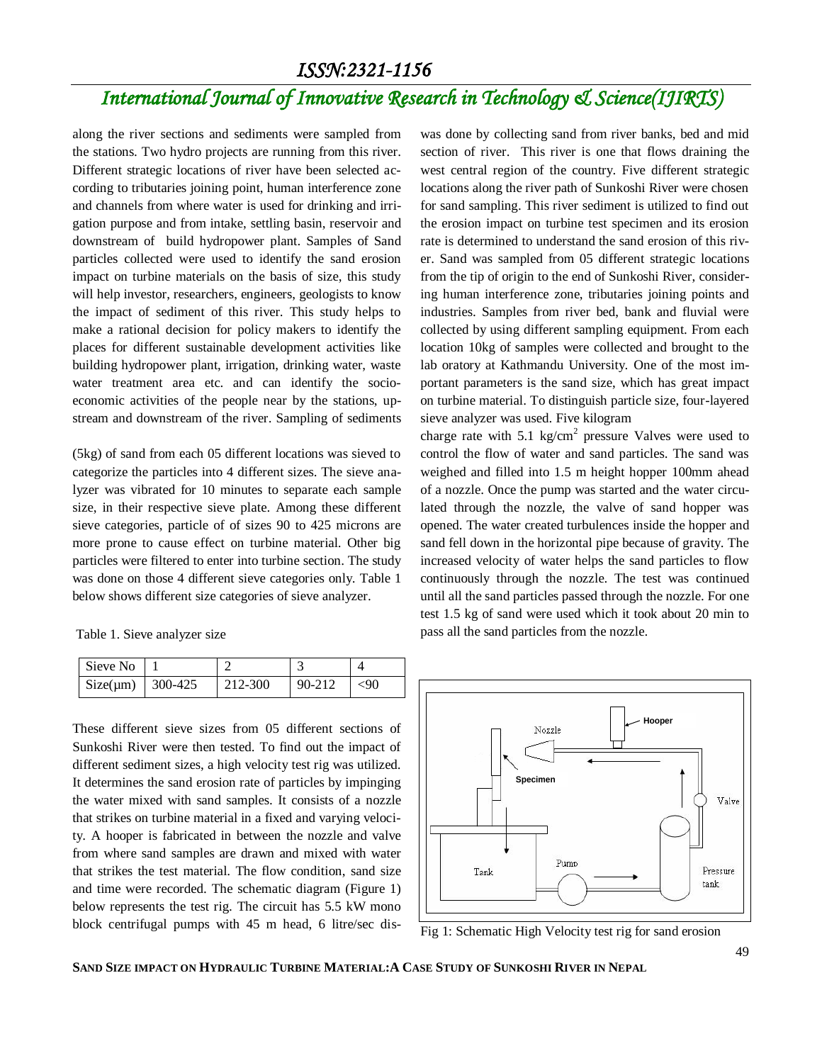along the river sections and sediments were sampled from the stations. Two hydro projects are running from this river. Different strategic locations of river have been selected according to tributaries joining point, human interference zone and channels from where water is used for drinking and irrigation purpose and from intake, settling basin, reservoir and downstream of build hydropower plant. Samples of Sand particles collected were used to identify the sand erosion impact on turbine materials on the basis of size, this study will help investor, researchers, engineers, geologists to know the impact of sediment of this river. This study helps to make a rational decision for policy makers to identify the places for different sustainable development activities like building hydropower plant, irrigation, drinking water, waste water treatment area etc. and can identify the socio-economic activities of the people near by the stations, upstream and downstream of the river. Sampling of sediments was done by collecting sand from river banks, bed and mid section of river. This river is one that flows draining the west central region of the country. Five different strategic locations along the river path of Sunkoshi River were chosen for sand sampling. This river sediment is utilized to find out the erosion impact on turbine test specimen and its erosion rate is determined to understand the sand erosion of this river. Sand was sampled from 05 different strategic locations from the tip of origin to the end of Sunkoshi River, considering human interference zone, tributaries joining points and industries. Samples from river bed, bank and fluvial were collected by using different sampling equipment. From each location 10kg of samples were collected and brought to the lab oratory at Kathmandu University. One of the most important parameters is the sand size, which has great impact on turbine material. To distinguish particle size, four-layered sieve analyzer was used. Five kilogram

(5kg) of sand from each 05 different locations was sieved to categorize the particles into 4 different sizes. The sieve analyzer was vibrated for 10 minutes to separate each sample size, in their respective sieve plate. Among these different sieve categories, particle of of sizes 90 to 425 microns are more prone to cause effect on turbine material. Other big particles were filtered to enter into turbine section. The study was done on those 4 different sieve categories only. Table 1 below shows different size categories of sieve analyzer.

Table 1. Sieve analyzer size

| Sieve No | 1 | 2 | 3 | 4 |
|---|---|---|---|---|
| Size(μm) | 300-425 | 212-300 | 90-212 | <90 |

These different sieve sizes from 05 different sections of Sunkoshi River were then tested. To find out the impact of different sediment sizes, a high velocity test rig was utilized. It determines the sand erosion rate of particles by impinging the water mixed with sand samples. It consists of a nozzle that strikes on turbine material in a fixed and varying velocity. A hooper is fabricated in between the nozzle and valve from where sand samples are drawn and mixed with water that strikes the test material. The flow condition, sand size and time were recorded. The schematic diagram (Figure 1) below represents the test rig. The circuit has 5.5 kW mono block centrifugal pumps with 45 m head, 6 litre/sec discharge rate with 5.1 $kg/cm^2$ pressure Valves were used to control the flow of water and sand particles. The sand was weighed and filled into 1.5 m height hopper 100mm ahead of a nozzle. Once the pump was started and the water circulated through the nozzle, the valve of sand hopper was opened. The water created turbulences inside the hopper and sand fell down in the horizontal pipe because of gravity. The increased velocity of water helps the sand particles to flow continuously through the nozzle. The test was continued until all the sand particles passed through the nozzle. For one test 1.5 kg of sand were used which it took about 20 min to pass all the sand particles from the nozzle.

Fig 1: Schematic High Velocity test rig for sand erosion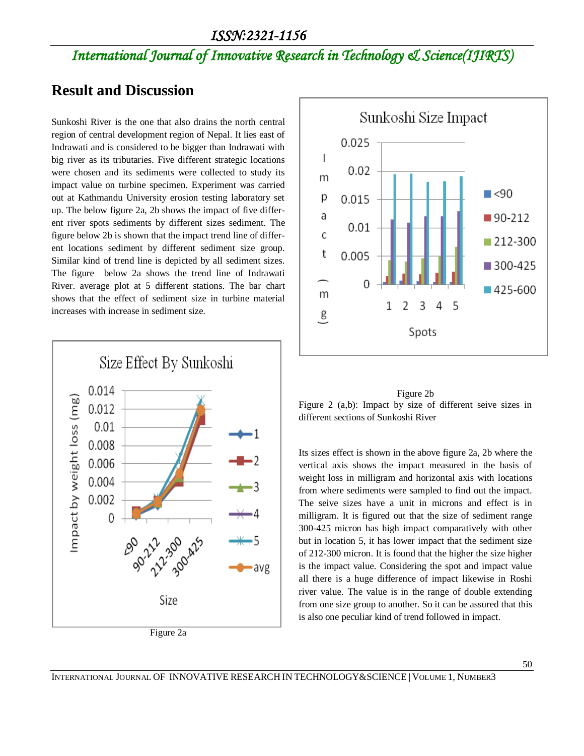## Result and Discussion

Sunkoshi River is the one that also drains the north central region of central development region of Nepal. It lies east of Indrawati and is considered to be bigger than Indrawati with big river as its tributaries. Five different strategic locations were chosen and its sediments were collected to study its impact value on turbine specimen. Experiment was carried out at Kathmandu University erosion testing laboratory set up. The below figure 2a, 2b shows the impact of five different river spots sediments by different sizes sediment. The figure below 2b is shown that the impact trend line of different locations sediment by different sediment size group. Similar kind of trend line is depicted by all sediment sizes. The figure below 2a shows the trend line of Indrawati River. average plot at 5 different stations. The bar chart shows that the effect of sediment size in turbine material increases with increase in sediment size.

Figure 2a

Figure 2b

Figure 2 (a,b): Impact by size of different seive sizes in different sections of Sunkoshi River

Its sizes effect is shown in the above figure 2a, 2b where the vertical axis shows the impact measured in the basis of weight loss in milligram and horizontal axis with locations from where sediments were sampled to find out the impact. The seive sizes have a unit in microns and effect is in milligram. It is figured out that the size of sediment range 300-425 micron has high impact comparatively with other but in location 5, it has lower impact that the sediment size of 212-300 micron. It is found that the higher the size higher is the impact value. Considering the spot and impact value all there is a huge difference of impact likewise in Roshi river value. The value is in the range of double extending from one size group to another. So it can be assured that this is also one peculiar kind of trend followed in impact.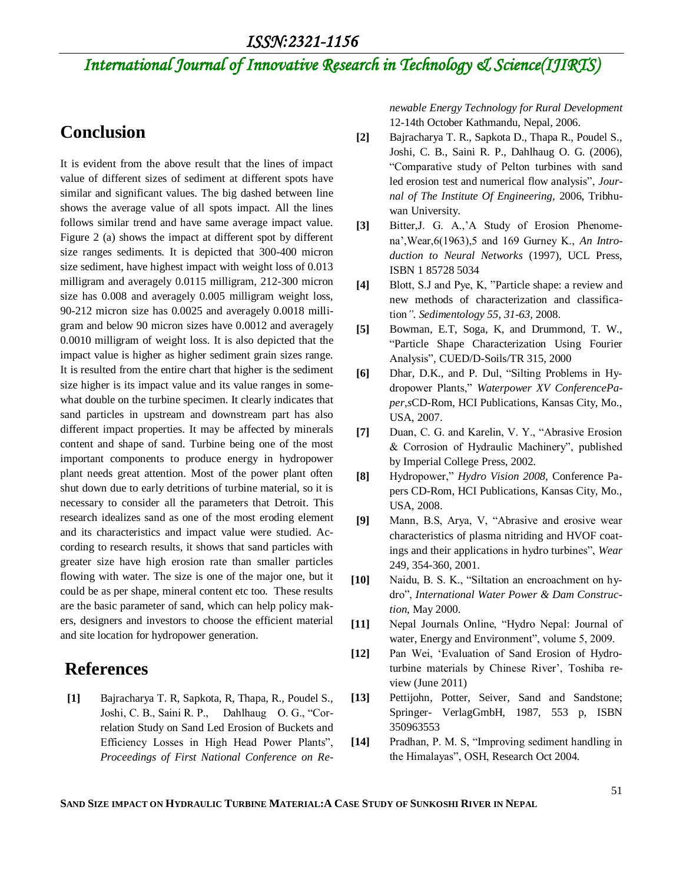## Conclusion

It is evident from the above result that the lines of impact value of different sizes of sediment at different spots have similar and significant values. The big dashed between line shows the average value of all spots impact. All the lines follows similar trend and have same average impact value. Figure 2 (a) shows the impact at different spot by different size ranges sediments. It is depicted that 300-400 micron size sediment, have highest impact with weight loss of 0.013 milligram and averagely 0.0115 milligram, 212-300 micron size has 0.008 and averagely 0.005 milligram weight loss, 90-212 micron size has 0.0025 and averagely 0.0018 milligram and below 90 micron sizes have 0.0012 and averagely 0.0010 milligram of weight loss. It is also depicted that the impact value is higher as higher sediment grain sizes range. It is resulted from the entire chart that higher is the sediment size higher is its impact value and its value ranges in somewhat double on the turbine specimen. It clearly indicates that sand particles in upstream and downstream part has also different impact properties. It may be affected by minerals content and shape of sand. Turbine being one of the most important components to produce energy in hydropower plant needs great attention. Most of the power plant often shut down due to early detritions of turbine material, so it is necessary to consider all the parameters that Detroit. This research idealizes sand as one of the most eroding element and its characteristics and impact value were studied. According to research results, it shows that sand particles with greater size have high erosion rate than smaller particles flowing with water. The size is one of the major one, but it could be as per shape, mineral content etc too. These results are the basic parameter of sand, which can help policy makers, designers and investors to choose the efficient material and site location for hydropower generation.

## References

**[1]** Bajracharya T. R, Sapkota, R, Thapa, R., Poudel S., Joshi, C. B., Saini R. P., Dahlhaug O. G., "Correlation Study on Sand Led Erosion of Buckets and Efficiency Losses in High Head Power Plants", *Proceedings of First National Conference on Renewable Energy Technology for Rural Development* 12-14th October Kathmandu, Nepal, 2006.

**[2]** Bajracharya T. R., Sapkota D., Thapa R., Poudel S., Joshi, C. B., Saini R. P., Dahlhaug O. G. (2006), "Comparative study of Pelton turbines with sand led erosion test and numerical flow analysis", *Journal of The Institute Of Engineering,* 2006, Tribhuwan University.

**[3]** Bitter,J. G. A.,'A Study of Erosion Phenomena',Wear,6(1963),5 and 169 Gurney K., *An Introduction to Neural Networks* (1997), UCL Press, ISBN 1 85728 5034

**[4]** Blott, S.J and Pye, K, "Particle shape: a review and new methods of characterization and classification". *Sedimentology 55, 31-63,* 2008.

**[5]** Bowman, E.T, Soga, K, and Drummond, T. W., "Particle Shape Characterization Using Fourier Analysis", CUED/D-Soils/TR 315, 2000

**[6]** Dhar, D.K., and P. Dul, "Silting Problems in Hydropower Plants," *Waterpower XV ConferencePaper,s*CD-Rom, HCI Publications, Kansas City, Mo., USA, 2007.

**[7]** Duan, C. G. and Karelin, V. Y., "Abrasive Erosion & Corrosion of Hydraulic Machinery", published by Imperial College Press, 2002.

**[8]** Hydropower," *Hydro Vision 2008,* Conference Papers CD-Rom, HCI Publications, Kansas City, Mo., USA, 2008.

**[9]** Mann, B.S, Arya, V, "Abrasive and erosive wear characteristics of plasma nitriding and HVOF coatings and their applications in hydro turbines", *Wear* 249, 354-360, 2001.

**[10]** Naidu, B. S. K., "Siltation an encroachment on hydro", *International Water Power & Dam Construction*, May 2000.

**[11]** Nepal Journals Online, "Hydro Nepal: Journal of water, Energy and Environment", volume 5, 2009.

**[12]** Pan Wei, 'Evaluation of Sand Erosion of Hydroturbine materials by Chinese River', Toshiba review (June 2011)

**[13]** Pettijohn, Potter, Seiver, Sand and Sandstone; Springer- VerlagGmbH, 1987, 553 p, ISBN 350963553

**[14]** Pradhan, P. M. S, "Improving sediment handling in the Himalayas", OSH, Research Oct 2004.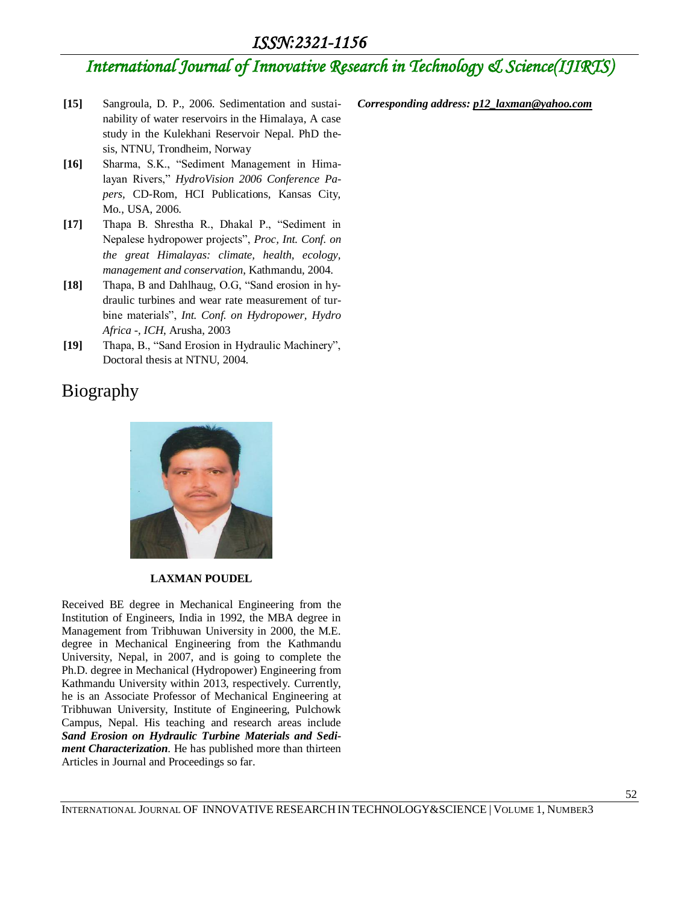**[15]** Sangroula, D. P., 2006. Sedimentation and sustainability of water reservoirs in the Himalaya, A case study in the Kulekhani Reservoir Nepal. PhD thesis, NTNU, Trondheim, Norway

**[16]** Sharma, S.K., "Sediment Management in Himalayan Rivers," *HydroVision 2006 Conference Papers,* CD-Rom, HCI Publications, Kansas City, Mo., USA, 2006.

**[17]** Thapa B. Shrestha R., Dhakal P., "Sediment in Nepalese hydropower projects", *Proc, Int. Conf. on the great Himalayas: climate, health, ecology, management and conservation*, Kathmandu, 2004.

**[18]** Thapa, B and Dahlhaug, O.G, "Sand erosion in hydraulic turbines and wear rate measurement of turbine materials", *Int. Conf. on Hydropower, Hydro Africa -, ICH*, Arusha, 2003

**[19]** Thapa, B., "Sand Erosion in Hydraulic Machinery", Doctoral thesis at NTNU, 2004.

# Biography

**LAXMAN POUDEL**

Received BE degree in Mechanical Engineering from the Institution of Engineers, India in 1992, the MBA degree in Management from Tribhuwan University in 2000, the M.E. degree in Mechanical Engineering from the Kathmandu University, Nepal, in 2007, and is going to complete the Ph.D. degree in Mechanical (Hydropower) Engineering from Kathmandu University within 2013, respectively. Currently, he is an Associate Professor of Mechanical Engineering at Tribhuwan University, Institute of Engineering, Pulchowk Campus, Nepal. His teaching and research areas include ***Sand Erosion on Hydraulic Turbine Materials and Sediment Characterization***. He has published more than thirteen Articles in Journal and Proceedings so far.

***Corresponding address: p12_laxman@yahoo.com***